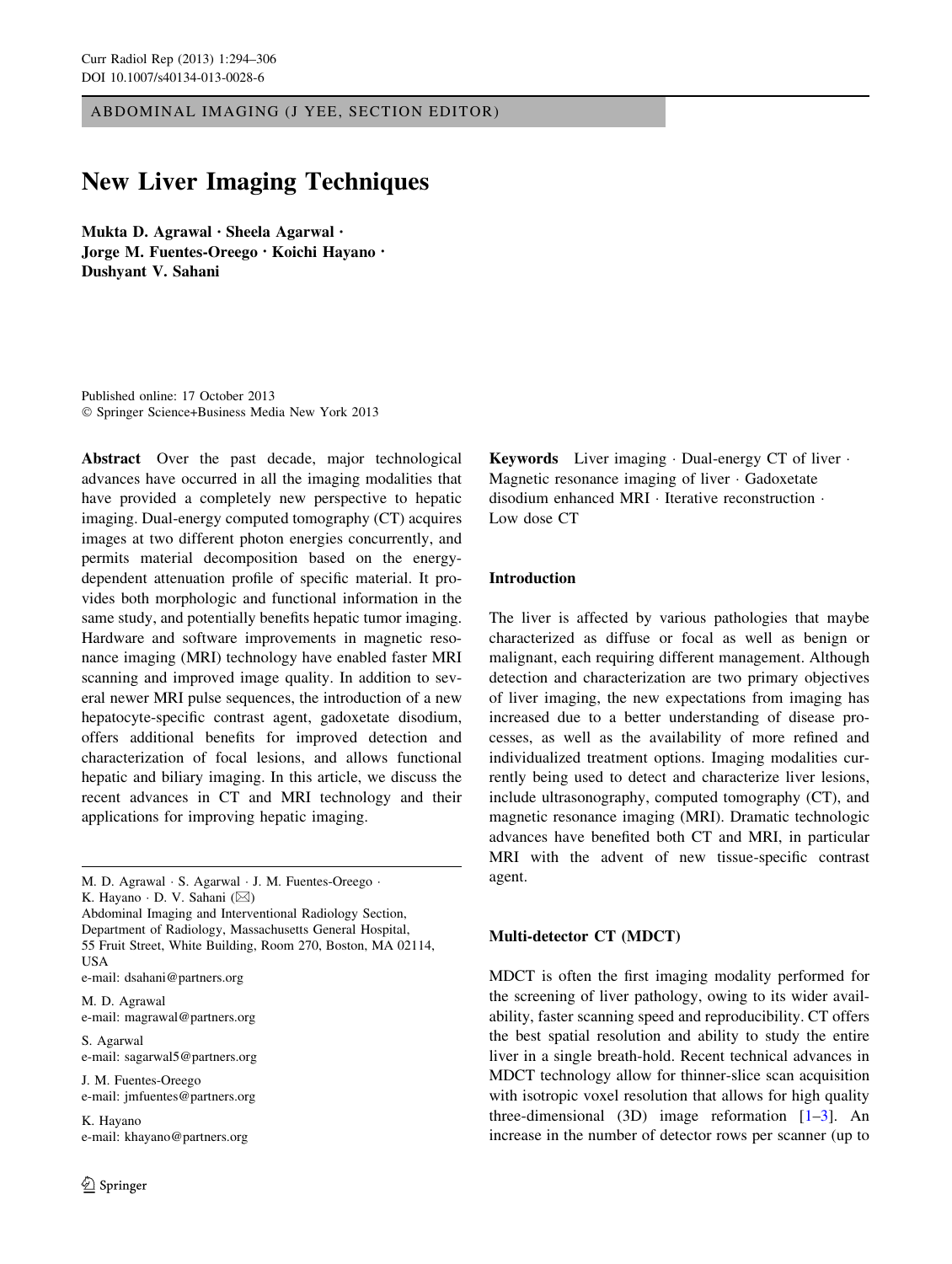ABDOMINAL IMAGING (J YEE, SECTION EDITOR)

# New Liver Imaging Techniques

**Mukta D. Agrawal · Sheela Agarwal · Jorge M. Fuentes-Oreego · Koichi Hayano · Dushyant V. Sahani**

Published online: 17 October 2013
© Springer Science+Business Media New York 2013

**Abstract** Over the past decade, major technological advances have occurred in all the imaging modalities that have provided a completely new perspective to hepatic imaging. Dual-energy computed tomography (CT) acquires images at two different photon energies concurrently, and permits material decomposition based on the energy-dependent attenuation profile of specific material. It provides both morphologic and functional information in the same study, and potentially benefits hepatic tumor imaging. Hardware and software improvements in magnetic resonance imaging (MRI) technology have enabled faster MRI scanning and improved image quality. In addition to several newer MRI pulse sequences, the introduction of a new hepatocyte-specific contrast agent, gadoxetate disodium, offers additional benefits for improved detection and characterization of focal lesions, and allows functional hepatic and biliary imaging. In this article, we discuss the recent advances in CT and MRI technology and their applications for improving hepatic imaging.

**Keywords** Liver imaging · Dual-energy CT of liver · Magnetic resonance imaging of liver · Gadoxetate disodium enhanced MRI · Iterative reconstruction · Low dose CT

M. D. Agrawal · S. Agarwal · J. M. Fuentes-Oreego · K. Hayano · D. V. Sahani (✉)
Abdominal Imaging and Interventional Radiology Section, Department of Radiology, Massachusetts General Hospital, 55 Fruit Street, White Building, Room 270, Boston, MA 02114, USA
e-mail: dsahani@partners.org

M. D. Agrawal
e-mail: magrawal@partners.org

S. Agarwal
e-mail: sagarwal5@partners.org

J. M. Fuentes-Oreego
e-mail: jmfuentes@partners.org

K. Hayano
e-mail: khayano@partners.org

## Introduction

The liver is affected by various pathologies that maybe characterized as diffuse or focal as well as benign or malignant, each requiring different management. Although detection and characterization are two primary objectives of liver imaging, the new expectations from imaging has increased due to a better understanding of disease processes, as well as the availability of more refined and individualized treatment options. Imaging modalities currently being used to detect and characterize liver lesions, include ultrasonography, computed tomography (CT), and magnetic resonance imaging (MRI). Dramatic technologic advances have benefited both CT and MRI, in particular MRI with the advent of new tissue-specific contrast agent.

### Multi-detector CT (MDCT)

MDCT is often the first imaging modality performed for the screening of liver pathology, owing to its wider availability, faster scanning speed and reproducibility. CT offers the best spatial resolution and ability to study the entire liver in a single breath-hold. Recent technical advances in MDCT technology allow for thinner-slice scan acquisition with isotropic voxel resolution that allows for high quality three-dimensional (3D) image reformation [1–3]. An increase in the number of detector rows per scanner (up to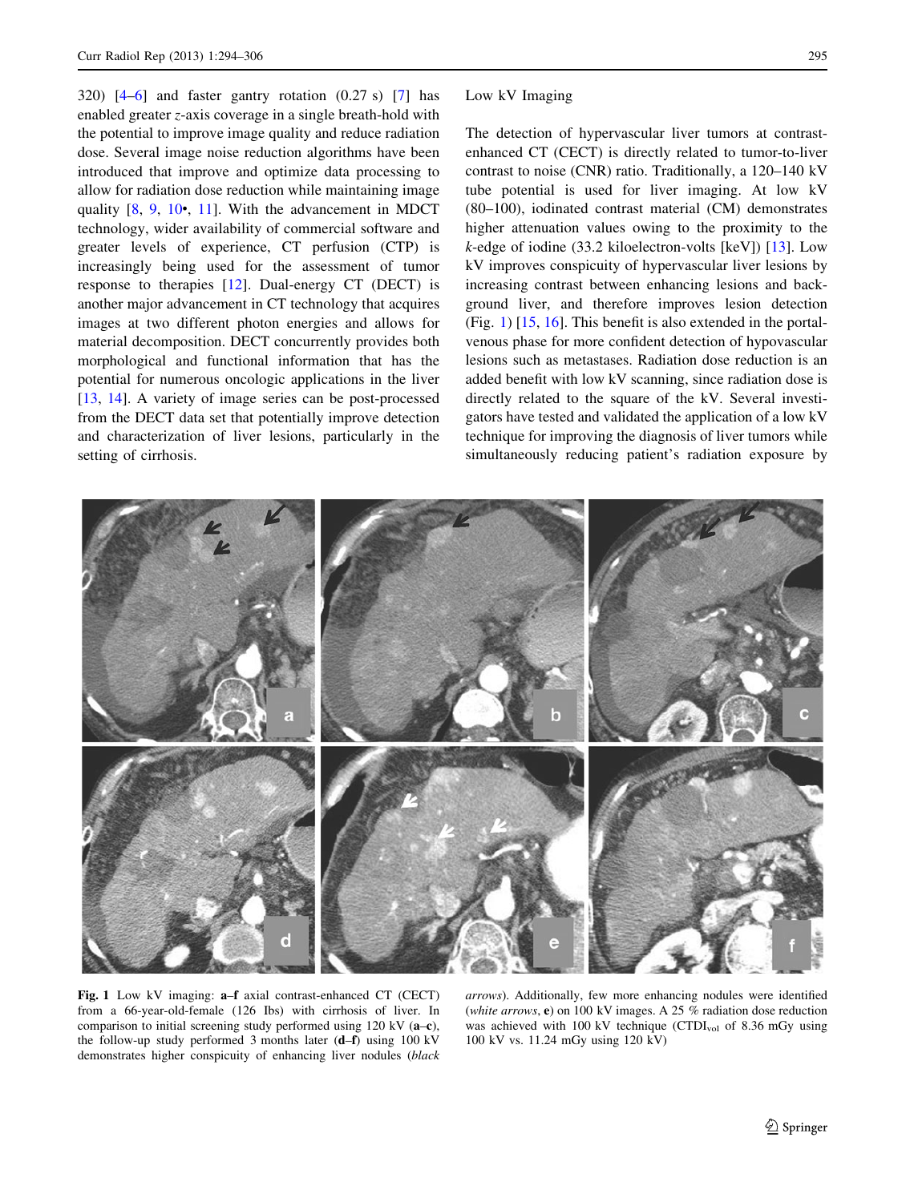320) [4–6] and faster gantry rotation (0.27 s) [7] has enabled greater z-axis coverage in a single breath-hold with the potential to improve image quality and reduce radiation dose. Several image noise reduction algorithms have been introduced that improve and optimize data processing to allow for radiation dose reduction while maintaining image quality [8, 9, 10•, 11]. With the advancement in MDCT technology, wider availability of commercial software and greater levels of experience, CT perfusion (CTP) is increasingly being used for the assessment of tumor response to therapies [12]. Dual-energy CT (DECT) is another major advancement in CT technology that acquires images at two different photon energies and allows for material decomposition. DECT concurrently provides both morphological and functional information that has the potential for numerous oncologic applications in the liver [13, 14]. A variety of image series can be post-processed from the DECT data set that potentially improve detection and characterization of liver lesions, particularly in the setting of cirrhosis.

## Low kV Imaging

The detection of hypervascular liver tumors at contrast-enhanced CT (CECT) is directly related to tumor-to-liver contrast to noise (CNR) ratio. Traditionally, a 120–140 kV tube potential is used for liver imaging. At low kV (80–100), iodinated contrast material (CM) demonstrates higher attenuation values owing to the proximity to the *k*-edge of iodine (33.2 kiloelectron-volts [keV]) [13]. Low kV improves conspicuity of hypervascular liver lesions by increasing contrast between enhancing lesions and background liver, and therefore improves lesion detection (Fig. 1) [15, 16]. This benefit is also extended in the portal-venous phase for more confident detection of hypovascular lesions such as metastases. Radiation dose reduction is an added benefit with low kV scanning, since radiation dose is directly related to the square of the kV. Several investigators have tested and validated the application of a low kV technique for improving the diagnosis of liver tumors while simultaneously reducing patient's radiation exposure by

**Fig. 1** Low kV imaging: **a–f** axial contrast-enhanced CT (CECT) from a 66-year-old-female (126 Ibs) with cirrhosis of liver. In comparison to initial screening study performed using 120 kV (**a–c**), the follow-up study performed 3 months later (**d–f**) using 100 kV demonstrates higher conspicuity of enhancing liver nodules (*black arrows*). Additionally, few more enhancing nodules were identified (*white arrows*, **e**) on 100 kV images. A 25 % radiation dose reduction was achieved with 100 kV technique ($CTDI_{vol}$ of 8.36 mGy using 100 kV vs. 11.24 mGy using 120 kV)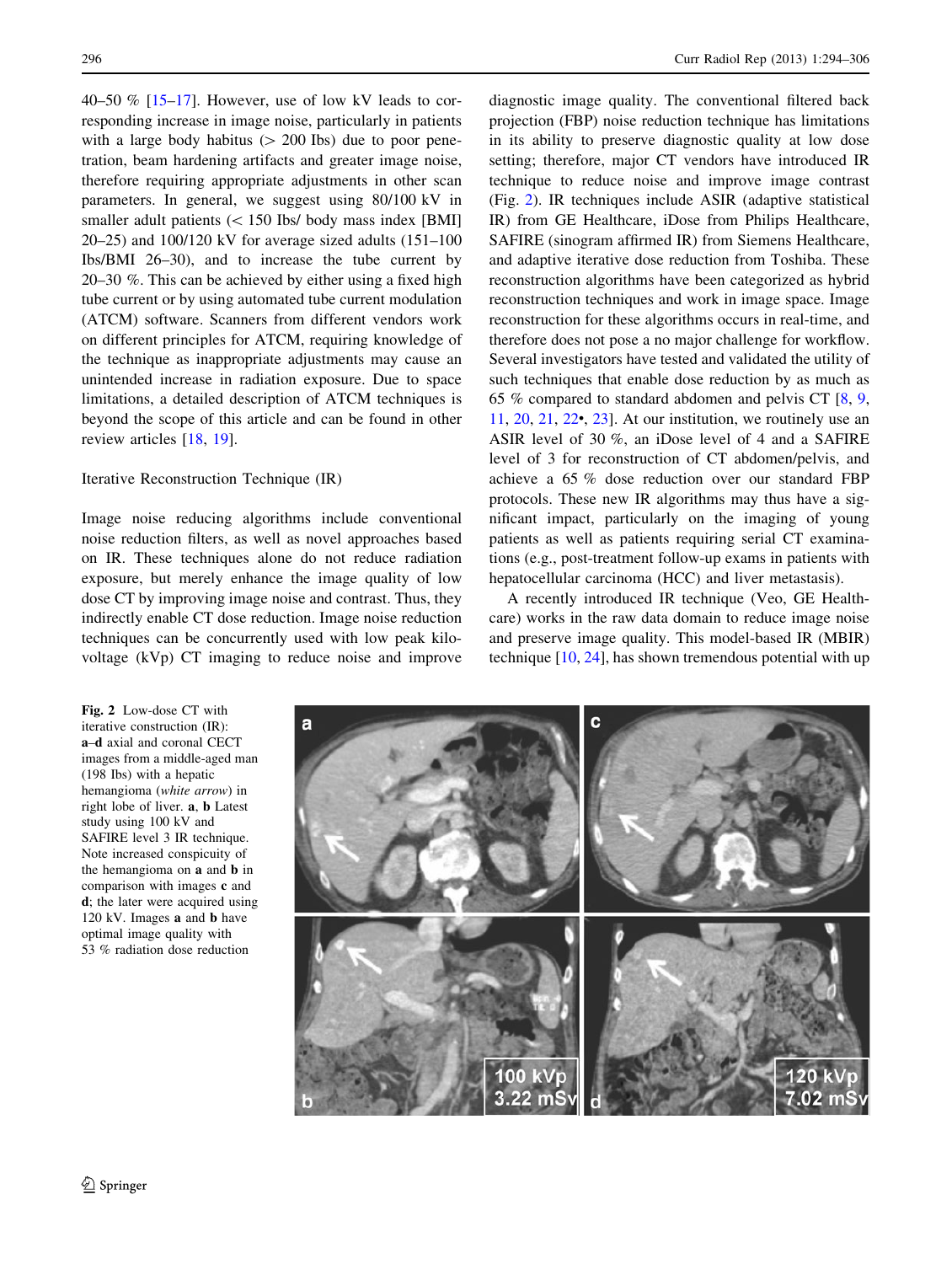40–50 % [15–17]. However, use of low kV leads to corresponding increase in image noise, particularly in patients with a large body habitus (> 200 Ibs) due to poor penetration, beam hardening artifacts and greater image noise, therefore requiring appropriate adjustments in other scan parameters. In general, we suggest using 80/100 kV in smaller adult patients (< 150 Ibs/ body mass index [BMI] 20–25) and 100/120 kV for average sized adults (151–100 Ibs/BMI 26–30), and to increase the tube current by 20–30 %. This can be achieved by either using a fixed high tube current or by using automated tube current modulation (ATCM) software. Scanners from different vendors work on different principles for ATCM, requiring knowledge of the technique as inappropriate adjustments may cause an unintended increase in radiation exposure. Due to space limitations, a detailed description of ATCM techniques is beyond the scope of this article and can be found in other review articles [18, 19].

### Iterative Reconstruction Technique (IR)

Image noise reducing algorithms include conventional noise reduction filters, as well as novel approaches based on IR. These techniques alone do not reduce radiation exposure, but merely enhance the image quality of low dose CT by improving image noise and contrast. Thus, they indirectly enable CT dose reduction. Image noise reduction techniques can be concurrently used with low peak kilovoltage (kVp) CT imaging to reduce noise and improve diagnostic image quality. The conventional filtered back projection (FBP) noise reduction technique has limitations in its ability to preserve diagnostic quality at low dose setting; therefore, major CT vendors have introduced IR technique to reduce noise and improve image contrast (Fig. 2). IR techniques include ASIR (adaptive statistical IR) from GE Healthcare, iDose from Philips Healthcare, SAFIRE (sinogram affirmed IR) from Siemens Healthcare, and adaptive iterative dose reduction from Toshiba. These reconstruction algorithms have been categorized as hybrid reconstruction techniques and work in image space. Image reconstruction for these algorithms occurs in real-time, and therefore does not pose a no major challenge for workflow. Several investigators have tested and validated the utility of such techniques that enable dose reduction by as much as 65 % compared to standard abdomen and pelvis CT [8, 9, 11, 20, 21, 22•, 23]. At our institution, we routinely use an ASIR level of 30 %, an iDose level of 4 and a SAFIRE level of 3 for reconstruction of CT abdomen/pelvis, and achieve a 65 % dose reduction over our standard FBP protocols. These new IR algorithms may thus have a significant impact, particularly on the imaging of young patients as well as patients requiring serial CT examinations (e.g., post-treatment follow-up exams in patients with hepatocellular carcinoma (HCC) and liver metastasis).

A recently introduced IR technique (Veo, GE Healthcare) works in the raw data domain to reduce image noise and preserve image quality. This model-based IR (MBIR) technique [10, 24], has shown tremendous potential with up

**Fig. 2** Low-dose CT with iterative construction (IR): **a–d** axial and coronal CECT images from a middle-aged man (198 Ibs) with a hepatic hemangioma (*white arrow*) in right lobe of liver. **a**, **b** Latest study using 100 kV and SAFIRE level 3 IR technique. Note increased conspicuity of the hemangioma on **a** and **b** in comparison with images **c** and **d**; the later were acquired using 120 kV. Images **a** and **b** have optimal image quality with 53 % radiation dose reduction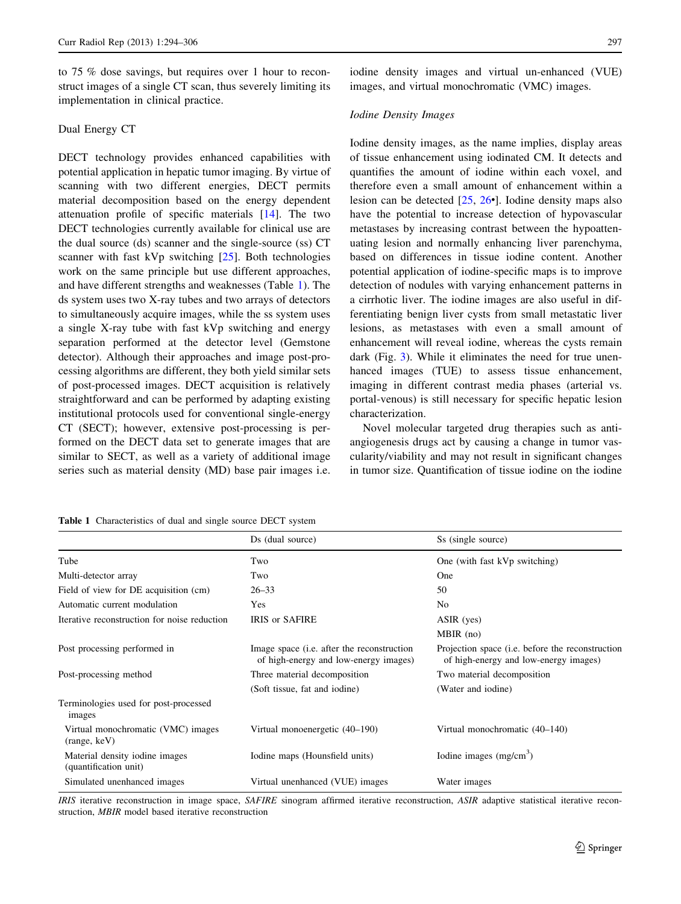to 75 % dose savings, but requires over 1 hour to reconstruct images of a single CT scan, thus severely limiting its implementation in clinical practice.

### Dual Energy CT

DECT technology provides enhanced capabilities with potential application in hepatic tumor imaging. By virtue of scanning with two different energies, DECT permits material decomposition based on the energy dependent attenuation profile of specific materials [14]. The two DECT technologies currently available for clinical use are the dual source (ds) scanner and the single-source (ss) CT scanner with fast kVp switching [25]. Both technologies work on the same principle but use different approaches, and have different strengths and weaknesses (Table 1). The ds system uses two X-ray tubes and two arrays of detectors to simultaneously acquire images, while the ss system uses a single X-ray tube with fast kVp switching and energy separation performed at the detector level (Gemstone detector). Although their approaches and image post-processing algorithms are different, they both yield similar sets of post-processed images. DECT acquisition is relatively straightforward and can be performed by adapting existing institutional protocols used for conventional single-energy CT (SECT); however, extensive post-processing is performed on the DECT data set to generate images that are similar to SECT, as well as a variety of additional image series such as material density (MD) base pair images i.e. iodine density images and virtual un-enhanced (VUE) images, and virtual monochromatic (VMC) images.

#### *Iodine Density Images*

Iodine density images, as the name implies, display areas of tissue enhancement using iodinated CM. It detects and quantifies the amount of iodine within each voxel, and therefore even a small amount of enhancement within a lesion can be detected [25, 26•]. Iodine density maps also have the potential to increase detection of hypovascular metastases by increasing contrast between the hypoattenuating lesion and normally enhancing liver parenchyma, based on differences in tissue iodine content. Another potential application of iodine-specific maps is to improve detection of nodules with varying enhancement patterns in a cirrhotic liver. The iodine images are also useful in differentiating benign liver cysts from small metastatic liver lesions, as metastases with even a small amount of enhancement will reveal iodine, whereas the cysts remain dark (Fig. 3). While it eliminates the need for true unenhanced images (TUE) to assess tissue enhancement, imaging in different contrast media phases (arterial vs. portal-venous) is still necessary for specific hepatic lesion characterization.

Novel molecular targeted drug therapies such as anti-angiogenesis drugs act by causing a change in tumor vascularity/viability and may not result in significant changes in tumor size. Quantification of tissue iodine on the iodine

**Table 1** Characteristics of dual and single source DECT system

| | Ds (dual source) | Ss (single source) |
|---|---|---|
| Tube | Two | One (with fast kVp switching) |
| Multi-detector array | Two | One |
| Field of view for DE acquisition (cm) | 26–33 | 50 |
| Automatic current modulation | Yes | No |
| Iterative reconstruction for noise reduction | IRIS or SAFIRE | ASIR (yes) |
| | | MBIR (no) |
| Post processing performed in | Image space (i.e. after the reconstruction of high-energy and low-energy images) | Projection space (i.e. before the reconstruction of high-energy and low-energy images) |
| Post-processing method | Three material decomposition | Two material decomposition |
| | (Soft tissue, fat and iodine) | (Water and iodine) |
| Terminologies used for post-processed images | | |
| Virtual monochromatic (VMC) images (range, keV) | Virtual monoenergetic (40–190) | Virtual monochromatic (40–140) |
| Material density iodine images (quantification unit) | Iodine maps (Hounsfield units) | Iodine images (mg/cm$^3$) |
| Simulated unenhanced images | Virtual unenhanced (VUE) images | Water images |

*IRIS* iterative reconstruction in image space, *SAFIRE* sinogram affirmed iterative reconstruction, *ASIR* adaptive statistical iterative reconstruction, *MBIR* model based iterative reconstruction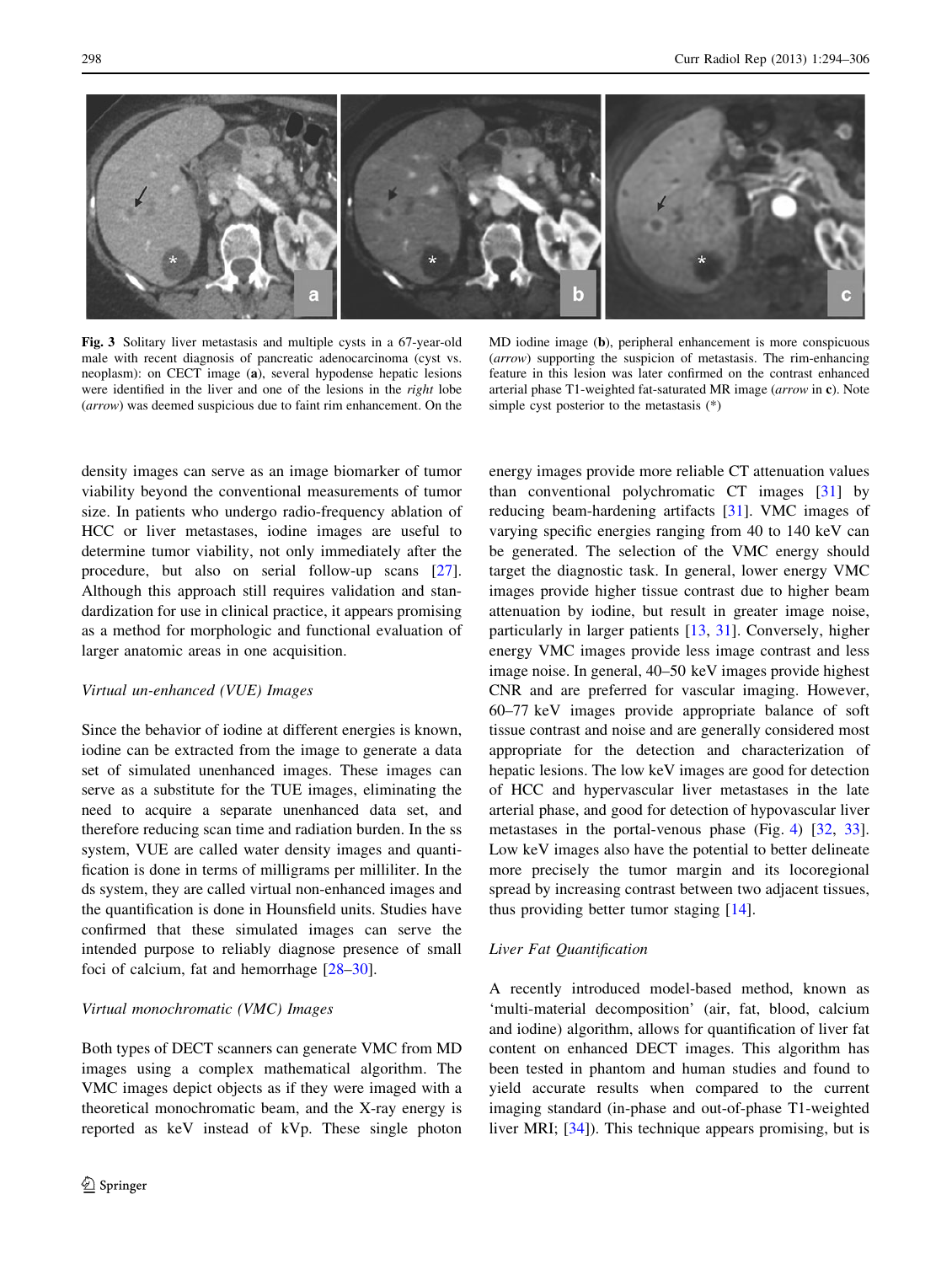**Fig. 3** Solitary liver metastasis and multiple cysts in a 67-year-old male with recent diagnosis of pancreatic adenocarcinoma (cyst vs. neoplasm): on CECT image (**a**), several hypodense hepatic lesions were identified in the liver and one of the lesions in the *right* lobe (*arrow*) was deemed suspicious due to faint rim enhancement. On the MD iodine image (**b**), peripheral enhancement is more conspicuous (*arrow*) supporting the suspicion of metastasis. The rim-enhancing feature in this lesion was later confirmed on the contrast enhanced arterial phase T1-weighted fat-saturated MR image (*arrow* in **c**). Note simple cyst posterior to the metastasis (*)

density images can serve as an image biomarker of tumor viability beyond the conventional measurements of tumor size. In patients who undergo radio-frequency ablation of HCC or liver metastases, iodine images are useful to determine tumor viability, not only immediately after the procedure, but also on serial follow-up scans [27]. Although this approach still requires validation and standardization for use in clinical practice, it appears promising as a method for morphologic and functional evaluation of larger anatomic areas in one acquisition.

*Virtual un-enhanced (VUE) Images*

Since the behavior of iodine at different energies is known, iodine can be extracted from the image to generate a data set of simulated unenhanced images. These images can serve as a substitute for the TUE images, eliminating the need to acquire a separate unenhanced data set, and therefore reducing scan time and radiation burden. In the ss system, VUE are called water density images and quantification is done in terms of milligrams per milliliter. In the ds system, they are called virtual non-enhanced images and the quantification is done in Hounsfield units. Studies have confirmed that these simulated images can serve the intended purpose to reliably diagnose presence of small foci of calcium, fat and hemorrhage [28–30].

*Virtual monochromatic (VMC) Images*

Both types of DECT scanners can generate VMC from MD images using a complex mathematical algorithm. The VMC images depict objects as if they were imaged with a theoretical monochromatic beam, and the X-ray energy is reported as keV instead of kVp. These single photon energy images provide more reliable CT attenuation values than conventional polychromatic CT images [31] by reducing beam-hardening artifacts [31]. VMC images of varying specific energies ranging from 40 to 140 keV can be generated. The selection of the VMC energy should target the diagnostic task. In general, lower energy VMC images provide higher tissue contrast due to higher beam attenuation by iodine, but result in greater image noise, particularly in larger patients [13, 31]. Conversely, higher energy VMC images provide less image contrast and less image noise. In general, 40–50 keV images provide highest CNR and are preferred for vascular imaging. However, 60–77 keV images provide appropriate balance of soft tissue contrast and noise and are generally considered most appropriate for the detection and characterization of hepatic lesions. The low keV images are good for detection of HCC and hypervascular liver metastases in the late arterial phase, and good for detection of hypovascular liver metastases in the portal-venous phase (Fig. 4) [32, 33]. Low keV images also have the potential to better delineate more precisely the tumor margin and its locoregional spread by increasing contrast between two adjacent tissues, thus providing better tumor staging [14].

*Liver Fat Quantification*

A recently introduced model-based method, known as 'multi-material decomposition' (air, fat, blood, calcium and iodine) algorithm, allows for quantification of liver fat content on enhanced DECT images. This algorithm has been tested in phantom and human studies and found to yield accurate results when compared to the current imaging standard (in-phase and out-of-phase T1-weighted liver MRI; [34]). This technique appears promising, but is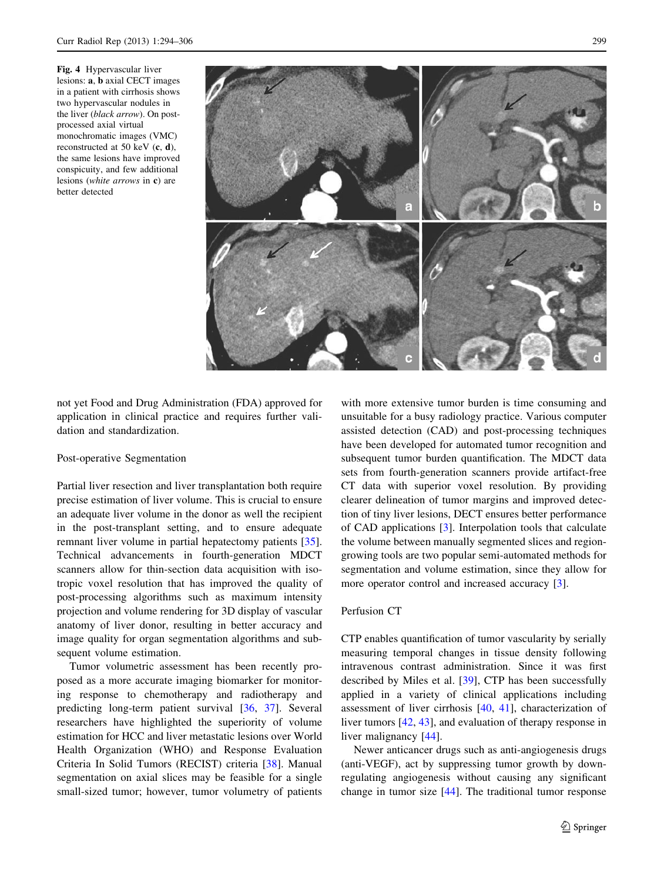**Fig. 4** Hypervascular liver lesions: **a**, **b** axial CECT images in a patient with cirrhosis shows two hypervascular nodules in the liver (*black arrow*). On post-processed axial virtual monochromatic images (VMC) reconstructed at 50 keV (**c**, **d**), the same lesions have improved conspicuity, and few additional lesions (*white arrows* in **c**) are better detected

not yet Food and Drug Administration (FDA) approved for application in clinical practice and requires further validation and standardization.

### Post-operative Segmentation

Partial liver resection and liver transplantation both require precise estimation of liver volume. This is crucial to ensure an adequate liver volume in the donor as well the recipient in the post-transplant setting, and to ensure adequate remnant liver volume in partial hepatectomy patients [35]. Technical advancements in fourth-generation MDCT scanners allow for thin-section data acquisition with isotropic voxel resolution that has improved the quality of post-processing algorithms such as maximum intensity projection and volume rendering for 3D display of vascular anatomy of liver donor, resulting in better accuracy and image quality for organ segmentation algorithms and subsequent volume estimation.

Tumor volumetric assessment has been recently proposed as a more accurate imaging biomarker for monitoring response to chemotherapy and radiotherapy and predicting long-term patient survival [36, 37]. Several researchers have highlighted the superiority of volume estimation for HCC and liver metastatic lesions over World Health Organization (WHO) and Response Evaluation Criteria In Solid Tumors (RECIST) criteria [38]. Manual segmentation on axial slices may be feasible for a single small-sized tumor; however, tumor volumetry of patients with more extensive tumor burden is time consuming and unsuitable for a busy radiology practice. Various computer assisted detection (CAD) and post-processing techniques have been developed for automated tumor recognition and subsequent tumor burden quantification. The MDCT data sets from fourth-generation scanners provide artifact-free CT data with superior voxel resolution. By providing clearer delineation of tumor margins and improved detection of tiny liver lesions, DECT ensures better performance of CAD applications [3]. Interpolation tools that calculate the volume between manually segmented slices and region-growing tools are two popular semi-automated methods for segmentation and volume estimation, since they allow for more operator control and increased accuracy [3].

### Perfusion CT

CTP enables quantification of tumor vascularity by serially measuring temporal changes in tissue density following intravenous contrast administration. Since it was first described by Miles et al. [39], CTP has been successfully applied in a variety of clinical applications including assessment of liver cirrhosis [40, 41], characterization of liver tumors [42, 43], and evaluation of therapy response in liver malignancy [44].

Newer anticancer drugs such as anti-angiogenesis drugs (anti-VEGF), act by suppressing tumor growth by down-regulating angiogenesis without causing any significant change in tumor size [44]. The traditional tumor response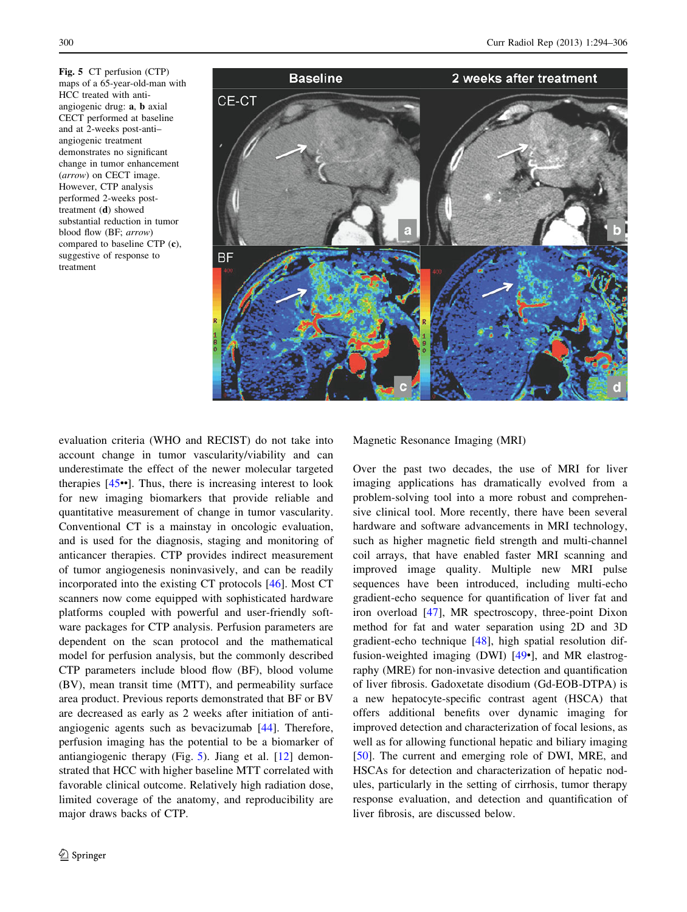**Fig. 5** CT perfusion (CTP) maps of a 65-year-old-man with HCC treated with anti-angiogenic drug: **a**, **b** axial CECT performed at baseline and at 2-weeks post-anti–angiogenic treatment demonstrates no significant change in tumor enhancement (*arrow*) on CECT image. However, CTP analysis performed 2-weeks post-treatment (**d**) showed substantial reduction in tumor blood flow (BF; *arrow*) compared to baseline CTP (**c**), suggestive of response to treatment

evaluation criteria (WHO and RECIST) do not take into account change in tumor vascularity/viability and can underestimate the effect of the newer molecular targeted therapies [45••]. Thus, there is increasing interest to look for new imaging biomarkers that provide reliable and quantitative measurement of change in tumor vascularity. Conventional CT is a mainstay in oncologic evaluation, and is used for the diagnosis, staging and monitoring of anticancer therapies. CTP provides indirect measurement of tumor angiogenesis noninvasively, and can be readily incorporated into the existing CT protocols [46]. Most CT scanners now come equipped with sophisticated hardware platforms coupled with powerful and user-friendly software packages for CTP analysis. Perfusion parameters are dependent on the scan protocol and the mathematical model for perfusion analysis, but the commonly described CTP parameters include blood flow (BF), blood volume (BV), mean transit time (MTT), and permeability surface area product. Previous reports demonstrated that BF or BV are decreased as early as 2 weeks after initiation of anti-angiogenic agents such as bevacizumab [44]. Therefore, perfusion imaging has the potential to be a biomarker of antiangiogenic therapy (Fig. 5). Jiang et al. [12] demonstrated that HCC with higher baseline MTT correlated with favorable clinical outcome. Relatively high radiation dose, limited coverage of the anatomy, and reproducibility are major draws backs of CTP.

## Magnetic Resonance Imaging (MRI)

Over the past two decades, the use of MRI for liver imaging applications has dramatically evolved from a problem-solving tool into a more robust and comprehensive clinical tool. More recently, there have been several hardware and software advancements in MRI technology, such as higher magnetic field strength and multi-channel coil arrays, that have enabled faster MRI scanning and improved image quality. Multiple new MRI pulse sequences have been introduced, including multi-echo gradient-echo sequence for quantification of liver fat and iron overload [47], MR spectroscopy, three-point Dixon method for fat and water separation using 2D and 3D gradient-echo technique [48], high spatial resolution diffusion-weighted imaging (DWI) [49•], and MR elastography (MRE) for non-invasive detection and quantification of liver fibrosis. Gadoxetate disodium (Gd-EOB-DTPA) is a new hepatocyte-specific contrast agent (HSCA) that offers additional benefits over dynamic imaging for improved detection and characterization of focal lesions, as well as for allowing functional hepatic and biliary imaging [50]. The current and emerging role of DWI, MRE, and HSCAs for detection and characterization of hepatic nodules, particularly in the setting of cirrhosis, tumor therapy response evaluation, and detection and quantification of liver fibrosis, are discussed below.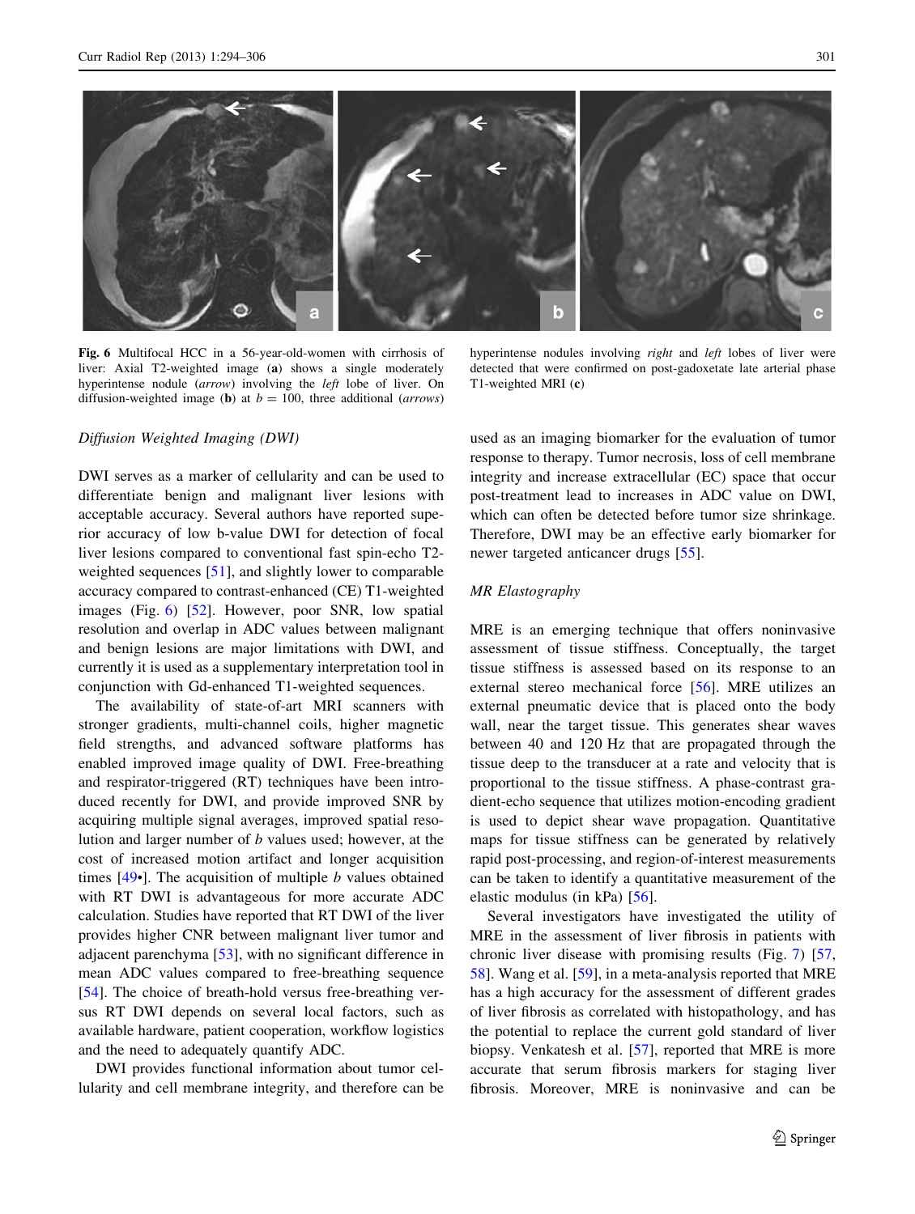**Fig. 6** Multifocal HCC in a 56-year-old-women with cirrhosis of liver: Axial T2-weighted image (**a**) shows a single moderately hyperintense nodule (*arrow*) involving the *left* lobe of liver. On diffusion-weighted image (**b**) at $b = 100$, three additional (*arrows*) hyperintense nodules involving *right* and *left* lobes of liver were detected that were confirmed on post-gadoxetate late arterial phase T1-weighted MRI (**c**)

*Diffusion Weighted Imaging (DWI)*

DWI serves as a marker of cellularity and can be used to differentiate benign and malignant liver lesions with acceptable accuracy. Several authors have reported superior accuracy of low b-value DWI for detection of focal liver lesions compared to conventional fast spin-echo T2-weighted sequences [51], and slightly lower to comparable accuracy compared to contrast-enhanced (CE) T1-weighted images (Fig. 6) [52]. However, poor SNR, low spatial resolution and overlap in ADC values between malignant and benign lesions are major limitations with DWI, and currently it is used as a supplementary interpretation tool in conjunction with Gd-enhanced T1-weighted sequences.

The availability of state-of-art MRI scanners with stronger gradients, multi-channel coils, higher magnetic field strengths, and advanced software platforms has enabled improved image quality of DWI. Free-breathing and respirator-triggered (RT) techniques have been introduced recently for DWI, and provide improved SNR by acquiring multiple signal averages, improved spatial resolution and larger number of *b* values used; however, at the cost of increased motion artifact and longer acquisition times [49•]. The acquisition of multiple *b* values obtained with RT DWI is advantageous for more accurate ADC calculation. Studies have reported that RT DWI of the liver provides higher CNR between malignant liver tumor and adjacent parenchyma [53], with no significant difference in mean ADC values compared to free-breathing sequence [54]. The choice of breath-hold versus free-breathing versus RT DWI depends on several local factors, such as available hardware, patient cooperation, workflow logistics and the need to adequately quantify ADC.

DWI provides functional information about tumor cellularity and cell membrane integrity, and therefore can be used as an imaging biomarker for the evaluation of tumor response to therapy. Tumor necrosis, loss of cell membrane integrity and increase extracellular (EC) space that occur post-treatment lead to increases in ADC value on DWI, which can often be detected before tumor size shrinkage. Therefore, DWI may be an effective early biomarker for newer targeted anticancer drugs [55].

*MR Elastography*

MRE is an emerging technique that offers noninvasive assessment of tissue stiffness. Conceptually, the target tissue stiffness is assessed based on its response to an external stereo mechanical force [56]. MRE utilizes an external pneumatic device that is placed onto the body wall, near the target tissue. This generates shear waves between 40 and 120 Hz that are propagated through the tissue deep to the transducer at a rate and velocity that is proportional to the tissue stiffness. A phase-contrast gradient-echo sequence that utilizes motion-encoding gradient is used to depict shear wave propagation. Quantitative maps for tissue stiffness can be generated by relatively rapid post-processing, and region-of-interest measurements can be taken to identify a quantitative measurement of the elastic modulus (in kPa) [56].

Several investigators have investigated the utility of MRE in the assessment of liver fibrosis in patients with chronic liver disease with promising results (Fig. 7) [57, 58]. Wang et al. [59], in a meta-analysis reported that MRE has a high accuracy for the assessment of different grades of liver fibrosis as correlated with histopathology, and has the potential to replace the current gold standard of liver biopsy. Venkatesh et al. [57], reported that MRE is more accurate that serum fibrosis markers for staging liver fibrosis. Moreover, MRE is noninvasive and can be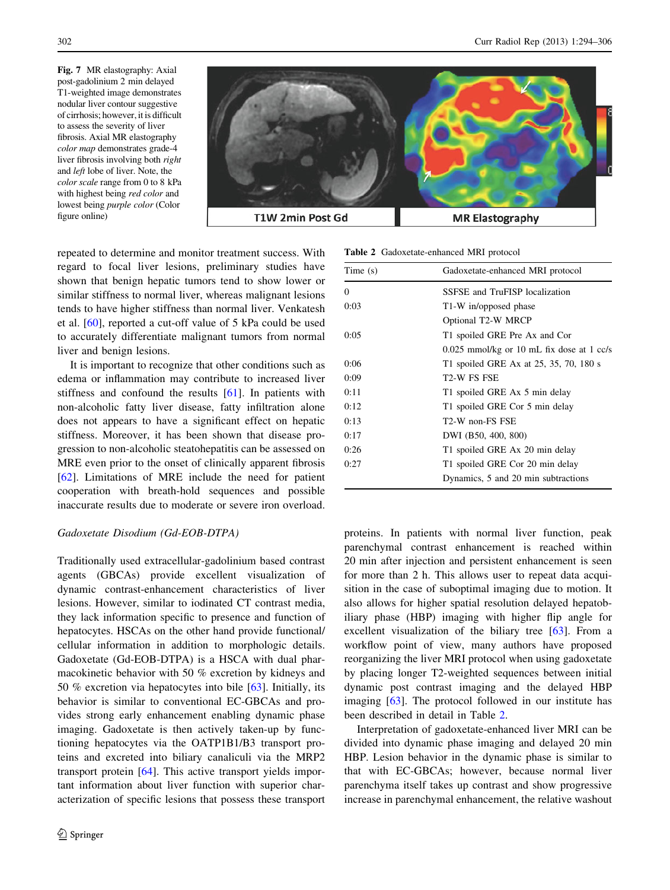**Fig. 7** MR elastography: Axial post-gadolinium 2 min delayed T1-weighted image demonstrates nodular liver contour suggestive of cirrhosis; however, it is difficult to assess the severity of liver fibrosis. Axial MR elastography *color map* demonstrates grade-4 liver fibrosis involving both *right* and *left* lobe of liver. Note, the *color scale* range from 0 to 8 kPa with highest being *red color* and lowest being *purple color* (Color figure online)

repeated to determine and monitor treatment success. With regard to focal liver lesions, preliminary studies have shown that benign hepatic tumors tend to show lower or similar stiffness to normal liver, whereas malignant lesions tends to have higher stiffness than normal liver. Venkatesh et al. [60], reported a cut-off value of 5 kPa could be used to accurately differentiate malignant tumors from normal liver and benign lesions.

It is important to recognize that other conditions such as edema or inflammation may contribute to increased liver stiffness and confound the results [61]. In patients with non-alcoholic fatty liver disease, fatty infiltration alone does not appear to have a significant effect on hepatic stiffness. Moreover, it has been shown that disease progression to non-alcoholic steatohepatitis can be assessed on MRE even prior to the onset of clinically apparent fibrosis [62]. Limitations of MRE include the need for patient cooperation with breath-hold sequences and possible inaccurate results due to moderate or severe iron overload.

*Gadoxetate Disodium (Gd-EOB-DTPA)*

Traditionally used extracellular-gadolinium based contrast agents (GBCAs) provide excellent visualization of dynamic contrast-enhancement characteristics of liver lesions. However, similar to iodinated CT contrast media, they lack information specific to presence and function of hepatocytes. HSCAs on the other hand provide functional/cellular information in addition to morphologic details. Gadoxetate (Gd-EOB-DTPA) is a HSCA with dual pharmacokinetic behavior with 50 % excretion by kidneys and 50 % excretion via hepatocytes into bile [63]. Initially, its behavior is similar to conventional EC-GBCAs and provides strong early enhancement enabling dynamic phase imaging. Gadoxetate is then actively taken-up by functioning hepatocytes via the OATP1B1/B3 transport proteins and excreted into biliary canaliculi via the MRP2 transport protein [64]. This active transport yields important information about liver function with superior characterization of specific lesions that possess these transport proteins. In patients with normal liver function, peak parenchymal contrast enhancement is reached within 20 min after injection and persistent enhancement is seen for more than 2 h. This allows user to repeat data acquisition in the case of suboptimal imaging due to motion. It also allows for higher spatial resolution delayed hepatobiliary phase (HBP) imaging with higher flip angle for excellent visualization of the biliary tree [63]. From a workflow point of view, many authors have proposed reorganizing the liver MRI protocol when using gadoxetate by placing longer T2-weighted sequences between initial dynamic post contrast imaging and the delayed HBP imaging [63]. The protocol followed in our institute has been described in detail in Table 2.

**Table 2** Gadoxetate-enhanced MRI protocol

| Time (s) | Gadoxetate-enhanced MRI protocol |
|---|---|
| 0 | SSFSE and TruFISP localization |
| 0:03 | T1-W in/opposed phase |
| | Optional T2-W MRCP |
| 0:05 | T1 spoiled GRE Pre Ax and Cor |
| | 0.025 mmol/kg or 10 mL fix dose at 1 cc/s |
| 0:06 | T1 spoiled GRE Ax at 25, 35, 70, 180 s |
| 0:09 | T2-W FS FSE |
| 0:11 | T1 spoiled GRE Ax 5 min delay |
| 0:12 | T1 spoiled GRE Cor 5 min delay |
| 0:13 | T2-W non-FS FSE |
| 0:17 | DWI (B50, 400, 800) |
| 0:26 | T1 spoiled GRE Ax 20 min delay |
| 0:27 | T1 spoiled GRE Cor 20 min delay |
| | Dynamics, 5 and 20 min subtractions |

Interpretation of gadoxetate-enhanced liver MRI can be divided into dynamic phase imaging and delayed 20 min HBP. Lesion behavior in the dynamic phase is similar to that with EC-GBCAs; however, because normal liver parenchyma itself takes up contrast and show progressive increase in parenchymal enhancement, the relative washout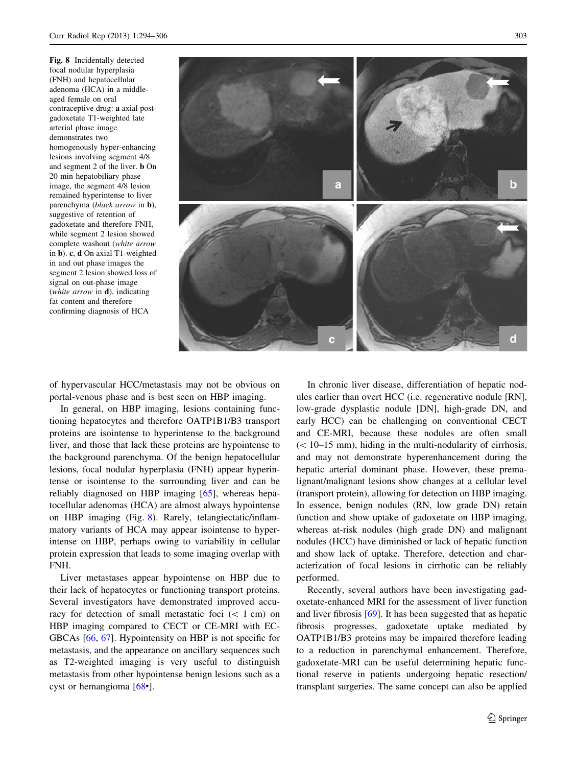Fig. 8 Incidentally detected focal nodular hyperplasia (FNH) and hepatocellular adenoma (HCA) in a middle-aged female on oral contraceptive drug: **a** axial post-gadoxetate T1-weighted late arterial phase image demonstrates two homogenously hyper-enhancing lesions involving segment 4/8 and segment 2 of the liver. **b** On 20 min hepatobiliary phase image, the segment 4/8 lesion remained hyperintense to liver parenchyma (*black arrow* in **b**), suggestive of retention of gadoxetate and therefore FNH, while segment 2 lesion showed complete washout (*white arrow* in **b**). **c**, **d** On axial T1-weighted in and out phase images the segment 2 lesion showed loss of signal on out-phase image (*white arrow* in **d**), indicating fat content and therefore confirming diagnosis of HCA

of hypervascular HCC/metastasis may not be obvious on portal-venous phase and is best seen on HBP imaging.

In general, on HBP imaging, lesions containing functioning hepatocytes and therefore OATP1B1/B3 transport proteins are isointense to hyperintense to the background liver, and those that lack these proteins are hypointense to the background parenchyma. Of the benign hepatocellular lesions, focal nodular hyperplasia (FNH) appear hyperintense or isointense to the surrounding liver and can be reliably diagnosed on HBP imaging [65], whereas hepatocellular adenomas (HCA) are almost always hypointense on HBP imaging (Fig. 8). Rarely, telangiectatic/inflammatory variants of HCA may appear isointense to hyperintense on HBP, perhaps owing to variability in cellular protein expression that leads to some imaging overlap with FNH.

Liver metastases appear hypointense on HBP due to their lack of hepatocytes or functioning transport proteins. Several investigators have demonstrated improved accuracy for detection of small metastatic foci (< 1 cm) on HBP imaging compared to CECT or CE-MRI with EC-GBCAs [66, 67]. Hypointensity on HBP is not specific for metastasis, and the appearance on ancillary sequences such as T2-weighted imaging is very useful to distinguish metastasis from other hypointense benign lesions such as a cyst or hemangioma [68•].

In chronic liver disease, differentiation of hepatic nodules earlier than overt HCC (i.e. regenerative nodule [RN], low-grade dysplastic nodule [DN], high-grade DN, and early HCC) can be challenging on conventional CECT and CE-MRI, because these nodules are often small (< 10–15 mm), hiding in the multi-nodularity of cirrhosis, and may not demonstrate hyperenhancement during the hepatic arterial dominant phase. However, these premalignant/malignant lesions show changes at a cellular level (transport protein), allowing for detection on HBP imaging. In essence, benign nodules (RN, low grade DN) retain function and show uptake of gadoxetate on HBP imaging, whereas at-risk nodules (high grade DN) and malignant nodules (HCC) have diminished or lack of hepatic function and show lack of uptake. Therefore, detection and characterization of focal lesions in cirrhotic can be reliably performed.

Recently, several authors have been investigating gadoxetate-enhanced MRI for the assessment of liver function and liver fibrosis [69]. It has been suggested that as hepatic fibrosis progresses, gadoxetate uptake mediated by OATP1B1/B3 proteins may be impaired therefore leading to a reduction in parenchymal enhancement. Therefore, gadoxetate-MRI can be useful determining hepatic functional reserve in patients undergoing hepatic resection/transplant surgeries. The same concept can also be applied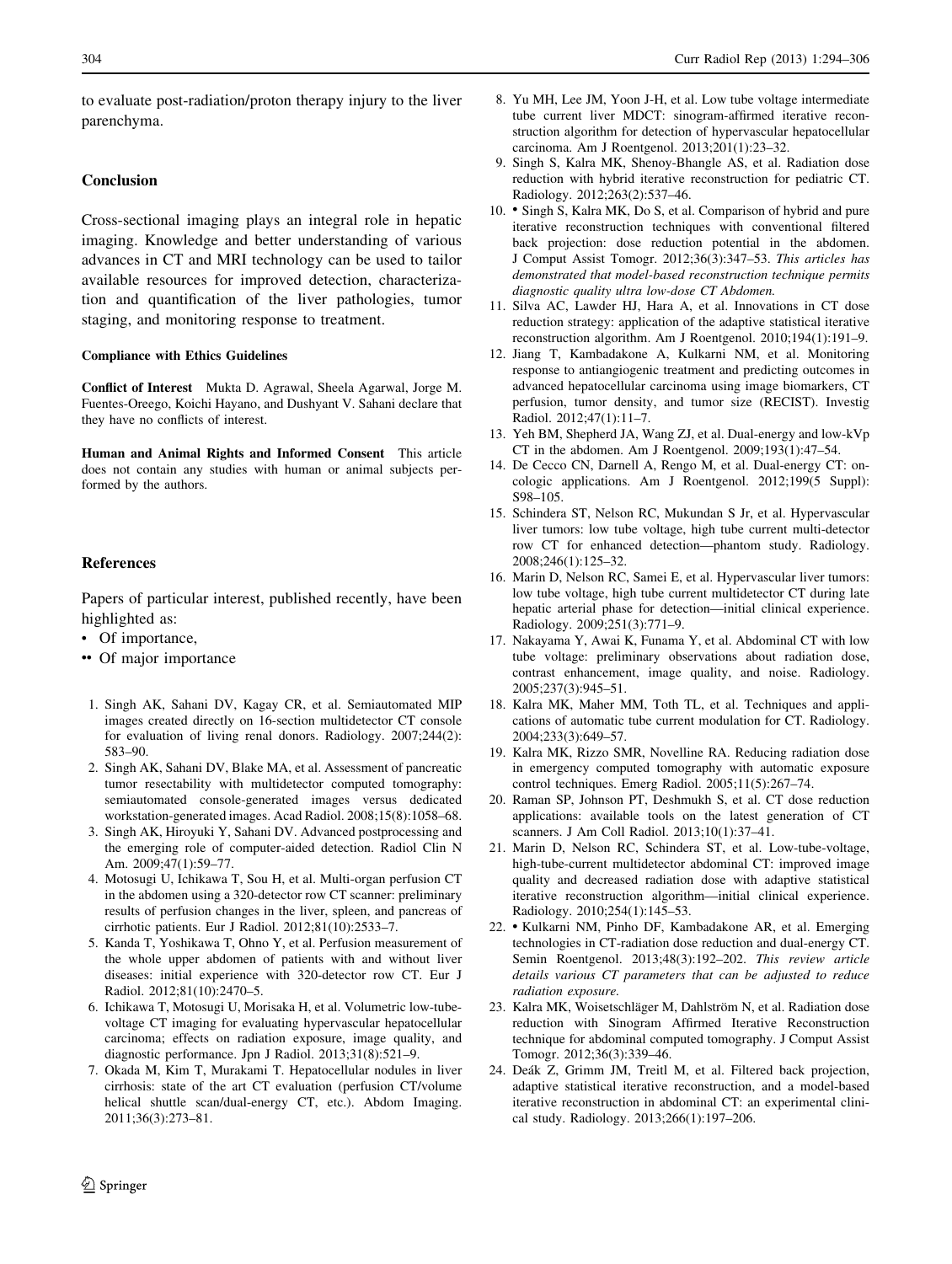to evaluate post-radiation/proton therapy injury to the liver parenchyma.

## Conclusion

Cross-sectional imaging plays an integral role in hepatic imaging. Knowledge and better understanding of various advances in CT and MRI technology can be used to tailor available resources for improved detection, characterization and quantification of the liver pathologies, tumor staging, and monitoring response to treatment.

#### Compliance with Ethics Guidelines

**Conflict of Interest** Mukta D. Agrawal, Sheela Agarwal, Jorge M. Fuentes-Oreego, Koichi Hayano, and Dushyant V. Sahani declare that they have no conflicts of interest.

**Human and Animal Rights and Informed Consent** This article does not contain any studies with human or animal subjects performed by the authors.

## References

Papers of particular interest, published recently, have been highlighted as:

- • Of importance,
- •• Of major importance

1. Singh AK, Sahani DV, Kagay CR, et al. Semiautomated MIP images created directly on 16-section multidetector CT console for evaluation of living renal donors. Radiology. 2007;244(2): 583–90.
2. Singh AK, Sahani DV, Blake MA, et al. Assessment of pancreatic tumor resectability with multidetector computed tomography: semiautomated console-generated images versus dedicated workstation-generated images. Acad Radiol. 2008;15(8):1058–68.
3. Singh AK, Hiroyuki Y, Sahani DV. Advanced postprocessing and the emerging role of computer-aided detection. Radiol Clin N Am. 2009;47(1):59–77.
4. Motosugi U, Ichikawa T, Sou H, et al. Multi-organ perfusion CT in the abdomen using a 320-detector row CT scanner: preliminary results of perfusion changes in the liver, spleen, and pancreas of cirrhotic patients. Eur J Radiol. 2012;81(10):2533–7.
5. Kanda T, Yoshikawa T, Ohno Y, et al. Perfusion measurement of the whole upper abdomen of patients with and without liver diseases: initial experience with 320-detector row CT. Eur J Radiol. 2012;81(10):2470–5.
6. Ichikawa T, Motosugi U, Morisaka H, et al. Volumetric low-tube-voltage CT imaging for evaluating hypervascular hepatocellular carcinoma; effects on radiation exposure, image quality, and diagnostic performance. Jpn J Radiol. 2013;31(8):521–9.
7. Okada M, Kim T, Murakami T. Hepatocellular nodules in liver cirrhosis: state of the art CT evaluation (perfusion CT/volume helical shuttle scan/dual-energy CT, etc.). Abdom Imaging. 2011;36(3):273–81.
8. Yu MH, Lee JM, Yoon J-H, et al. Low tube voltage intermediate tube current liver MDCT: sinogram-affirmed iterative reconstruction algorithm for detection of hypervascular hepatocellular carcinoma. Am J Roentgenol. 2013;201(1):23–32.
9. Singh S, Kalra MK, Shenoy-Bhangle AS, et al. Radiation dose reduction with hybrid iterative reconstruction for pediatric CT. Radiology. 2012;263(2):537–46.
10. • Singh S, Kalra MK, Do S, et al. Comparison of hybrid and pure iterative reconstruction techniques with conventional filtered back projection: dose reduction potential in the abdomen. J Comput Assist Tomogr. 2012;36(3):347–53. *This articles has demonstrated that model-based reconstruction technique permits diagnostic quality ultra low-dose CT Abdomen.*
11. Silva AC, Lawder HJ, Hara A, et al. Innovations in CT dose reduction strategy: application of the adaptive statistical iterative reconstruction algorithm. Am J Roentgenol. 2010;194(1):191–9.
12. Jiang T, Kambadakone A, Kulkarni NM, et al. Monitoring response to antiangiogenic treatment and predicting outcomes in advanced hepatocellular carcinoma using image biomarkers, CT perfusion, tumor density, and tumor size (RECIST). Investig Radiol. 2012;47(1):11–7.
13. Yeh BM, Shepherd JA, Wang ZJ, et al. Dual-energy and low-kVp CT in the abdomen. Am J Roentgenol. 2009;193(1):47–54.
14. De Cecco CN, Darnell A, Rengo M, et al. Dual-energy CT: oncologic applications. Am J Roentgenol. 2012;199(5 Suppl): S98–105.
15. Schindera ST, Nelson RC, Mukundan S Jr, et al. Hypervascular liver tumors: low tube voltage, high tube current multi-detector row CT for enhanced detection—phantom study. Radiology. 2008;246(1):125–32.
16. Marin D, Nelson RC, Samei E, et al. Hypervascular liver tumors: low tube voltage, high tube current multidetector CT during late hepatic arterial phase for detection—initial clinical experience. Radiology. 2009;251(3):771–9.
17. Nakayama Y, Awai K, Funama Y, et al. Abdominal CT with low tube voltage: preliminary observations about radiation dose, contrast enhancement, image quality, and noise. Radiology. 2005;237(3):945–51.
18. Kalra MK, Maher MM, Toth TL, et al. Techniques and applications of automatic tube current modulation for CT. Radiology. 2004;233(3):649–57.
19. Kalra MK, Rizzo SMR, Novelline RA. Reducing radiation dose in emergency computed tomography with automatic exposure control techniques. Emerg Radiol. 2005;11(5):267–74.
20. Raman SP, Johnson PT, Deshmukh S, et al. CT dose reduction applications: available tools on the latest generation of CT scanners. J Am Coll Radiol. 2013;10(1):37–41.
21. Marin D, Nelson RC, Schindera ST, et al. Low-tube-voltage, high-tube-current multidetector abdominal CT: improved image quality and decreased radiation dose with adaptive statistical iterative reconstruction algorithm—initial clinical experience. Radiology. 2010;254(1):145–53.
22. • Kulkarni NM, Pinho DF, Kambadakone AR, et al. Emerging technologies in CT-radiation dose reduction and dual-energy CT. Semin Roentgenol. 2013;48(3):192–202. *This review article details various CT parameters that can be adjusted to reduce radiation exposure.*
23. Kalra MK, Woisetschläger M, Dahlström N, et al. Radiation dose reduction with Sinogram Affirmed Iterative Reconstruction technique for abdominal computed tomography. J Comput Assist Tomogr. 2012;36(3):339–46.
24. Deák Z, Grimm JM, Treitl M, et al. Filtered back projection, adaptive statistical iterative reconstruction, and a model-based iterative reconstruction in abdominal CT: an experimental clinical study. Radiology. 2013;266(1):197–206.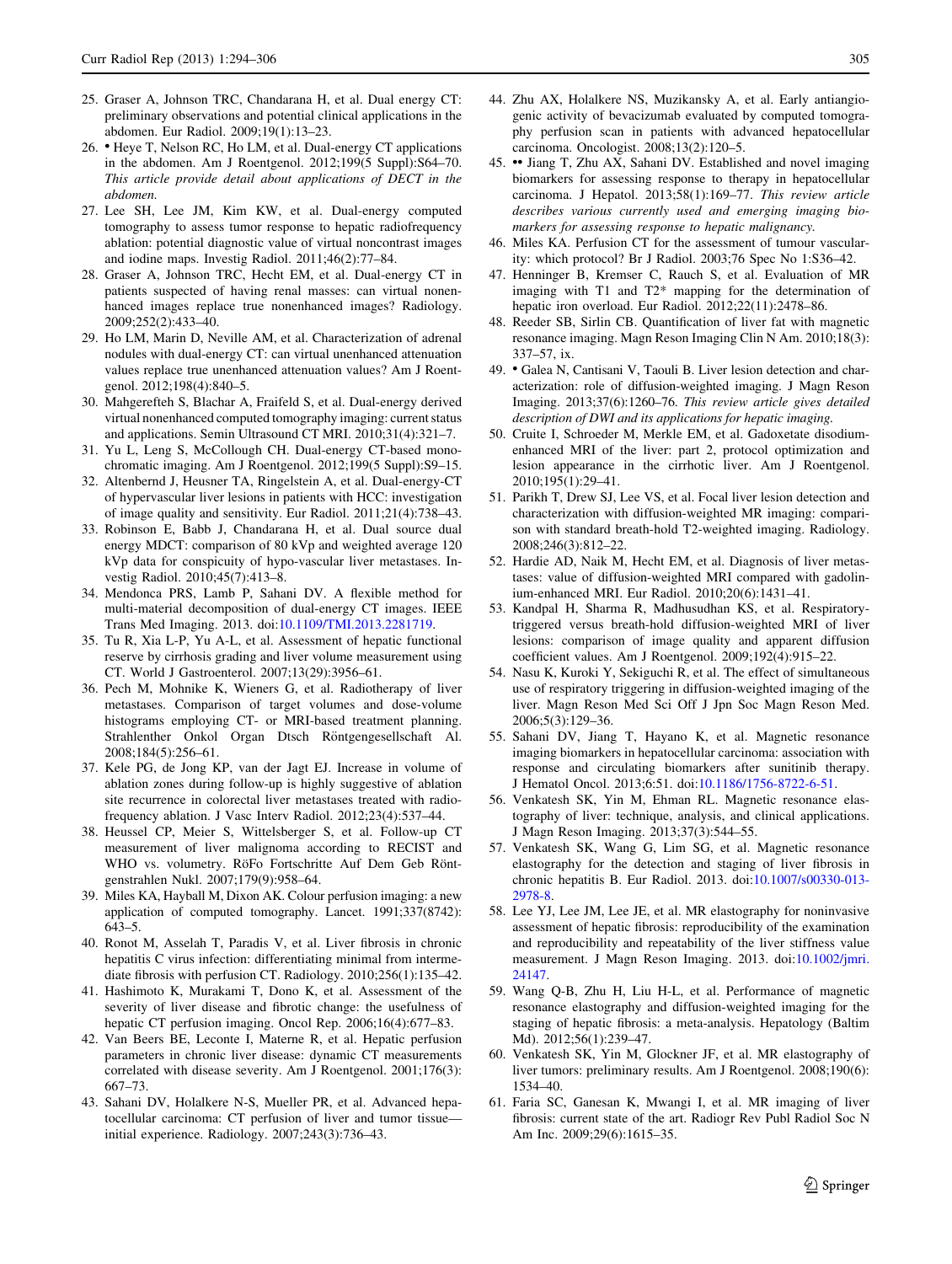25. Graser A, Johnson TRC, Chandarana H, et al. Dual energy CT: preliminary observations and potential clinical applications in the abdomen. Eur Radiol. 2009;19(1):13–23.
26. • Heye T, Nelson RC, Ho LM, et al. Dual-energy CT applications in the abdomen. Am J Roentgenol. 2012;199(5 Suppl):S64–70. *This article provide detail about applications of DECT in the abdomen.*
27. Lee SH, Lee JM, Kim KW, et al. Dual-energy computed tomography to assess tumor response to hepatic radiofrequency ablation: potential diagnostic value of virtual noncontrast images and iodine maps. Investig Radiol. 2011;46(2):77–84.
28. Graser A, Johnson TRC, Hecht EM, et al. Dual-energy CT in patients suspected of having renal masses: can virtual nonenhanced images replace true nonenhanced images? Radiology. 2009;252(2):433–40.
29. Ho LM, Marin D, Neville AM, et al. Characterization of adrenal nodules with dual-energy CT: can virtual unenhanced attenuation values replace true unenhanced attenuation values? Am J Roentgenol. 2012;198(4):840–5.
30. Mahgerefteh S, Blachar A, Fraifeld S, et al. Dual-energy derived virtual nonenhanced computed tomography imaging: current status and applications. Semin Ultrasound CT MRI. 2010;31(4):321–7.
31. Yu L, Leng S, McCollough CH. Dual-energy CT-based monochromatic imaging. Am J Roentgenol. 2012;199(5 Suppl):S9–15.
32. Altenbernd J, Heusner TA, Ringelstein A, et al. Dual-energy-CT of hypervascular liver lesions in patients with HCC: investigation of image quality and sensitivity. Eur Radiol. 2011;21(4):738–43.
33. Robinson E, Babb J, Chandarana H, et al. Dual source dual energy MDCT: comparison of 80 kVp and weighted average 120 kVp data for conspicuity of hypo-vascular liver metastases. Investig Radiol. 2010;45(7):413–8.
34. Mendonca PRS, Lamb P, Sahani DV. A flexible method for multi-material decomposition of dual-energy CT images. IEEE Trans Med Imaging. 2013. doi:10.1109/TMI.2013.2281719.
35. Tu R, Xia L-P, Yu A-L, et al. Assessment of hepatic functional reserve by cirrhosis grading and liver volume measurement using CT. World J Gastroenterol. 2007;13(29):3956–61.
36. Pech M, Mohnike K, Wieners G, et al. Radiotherapy of liver metastases. Comparison of target volumes and dose-volume histograms employing CT- or MRI-based treatment planning. Strahlenther Onkol Organ Dtsch Röntgengesellschaft Al. 2008;184(5):256–61.
37. Kele PG, de Jong KP, van der Jagt EJ. Increase in volume of ablation zones during follow-up is highly suggestive of ablation site recurrence in colorectal liver metastases treated with radiofrequency ablation. J Vasc Interv Radiol. 2012;23(4):537–44.
38. Heussel CP, Meier S, Wittelsberger S, et al. Follow-up CT measurement of liver malignoma according to RECIST and WHO vs. volumetry. RöFo Fortschritte Auf Dem Geb Röntgenstrahlen Nukl. 2007;179(9):958–64.
39. Miles KA, Hayball M, Dixon AK. Colour perfusion imaging: a new application of computed tomography. Lancet. 1991;337(8742):643–5.
40. Ronot M, Asselah T, Paradis V, et al. Liver fibrosis in chronic hepatitis C virus infection: differentiating minimal from intermediate fibrosis with perfusion CT. Radiology. 2010;256(1):135–42.
41. Hashimoto K, Murakami T, Dono K, et al. Assessment of the severity of liver disease and fibrotic change: the usefulness of hepatic CT perfusion imaging. Oncol Rep. 2006;16(4):677–83.
42. Van Beers BE, Leconte I, Materne R, et al. Hepatic perfusion parameters in chronic liver disease: dynamic CT measurements correlated with disease severity. Am J Roentgenol. 2001;176(3):667–73.
43. Sahani DV, Holalkere N-S, Mueller PR, et al. Advanced hepatocellular carcinoma: CT perfusion of liver and tumor tissue—initial experience. Radiology. 2007;243(3):736–43.
44. Zhu AX, Holalkere NS, Muzikansky A, et al. Early antiangiogenic activity of bevacizumab evaluated by computed tomography perfusion scan in patients with advanced hepatocellular carcinoma. Oncologist. 2008;13(2):120–5.
45. •• Jiang T, Zhu AX, Sahani DV. Established and novel imaging biomarkers for assessing response to therapy in hepatocellular carcinoma. J Hepatol. 2013;58(1):169–77. *This review article describes various currently used and emerging imaging biomarkers for assessing response to hepatic malignancy.*
46. Miles KA. Perfusion CT for the assessment of tumour vascularity: which protocol? Br J Radiol. 2003;76 Spec No 1:S36–42.
47. Henninger B, Kremser C, Rauch S, et al. Evaluation of MR imaging with T1 and T2* mapping for the determination of hepatic iron overload. Eur Radiol. 2012;22(11):2478–86.
48. Reeder SB, Sirlin CB. Quantification of liver fat with magnetic resonance imaging. Magn Reson Imaging Clin N Am. 2010;18(3):337–57, ix.
49. • Galea N, Cantisani V, Taouli B. Liver lesion detection and characterization: role of diffusion-weighted imaging. J Magn Reson Imaging. 2013;37(6):1260–76. *This review article gives detailed description of DWI and its applications for hepatic imaging.*
50. Cruite I, Schroeder M, Merkle EM, et al. Gadoxetate disodium-enhanced MRI of the liver: part 2, protocol optimization and lesion appearance in the cirrhotic liver. Am J Roentgenol. 2010;195(1):29–41.
51. Parikh T, Drew SJ, Lee VS, et al. Focal liver lesion detection and characterization with diffusion-weighted MR imaging: comparison with standard breath-hold T2-weighted imaging. Radiology. 2008;246(3):812–22.
52. Hardie AD, Naik M, Hecht EM, et al. Diagnosis of liver metastases: value of diffusion-weighted MRI compared with gadolinium-enhanced MRI. Eur Radiol. 2010;20(6):1431–41.
53. Kandpal H, Sharma R, Madhusudhan KS, et al. Respiratory-triggered versus breath-hold diffusion-weighted MRI of liver lesions: comparison of image quality and apparent diffusion coefficient values. Am J Roentgenol. 2009;192(4):915–22.
54. Nasu K, Kuroki Y, Sekiguchi R, et al. The effect of simultaneous use of respiratory triggering in diffusion-weighted imaging of the liver. Magn Reson Med Sci Off J Jpn Soc Magn Reson Med. 2006;5(3):129–36.
55. Sahani DV, Jiang T, Hayano K, et al. Magnetic resonance imaging biomarkers in hepatocellular carcinoma: association with response and circulating biomarkers after sunitinib therapy. J Hematol Oncol. 2013;6:51. doi:10.1186/1756-8722-6-51.
56. Venkatesh SK, Yin M, Ehman RL. Magnetic resonance elastography of liver: technique, analysis, and clinical applications. J Magn Reson Imaging. 2013;37(3):544–55.
57. Venkatesh SK, Wang G, Lim SG, et al. Magnetic resonance elastography for the detection and staging of liver fibrosis in chronic hepatitis B. Eur Radiol. 2013. doi:10.1007/s00330-013-2978-8.
58. Lee YJ, Lee JM, Lee JE, et al. MR elastography for noninvasive assessment of hepatic fibrosis: reproducibility of the examination and reproducibility and repeatability of the liver stiffness value measurement. J Magn Reson Imaging. 2013. doi:10.1002/jmri.24147.
59. Wang Q-B, Zhu H, Liu H-L, et al. Performance of magnetic resonance elastography and diffusion-weighted imaging for the staging of hepatic fibrosis: a meta-analysis. Hepatology (Baltim Md). 2012;56(1):239–47.
60. Venkatesh SK, Yin M, Glockner JF, et al. MR elastography of liver tumors: preliminary results. Am J Roentgenol. 2008;190(6):1534–40.
61. Faria SC, Ganesan K, Mwangi I, et al. MR imaging of liver fibrosis: current state of the art. Radiogr Rev Publ Radiol Soc N Am Inc. 2009;29(6):1615–35.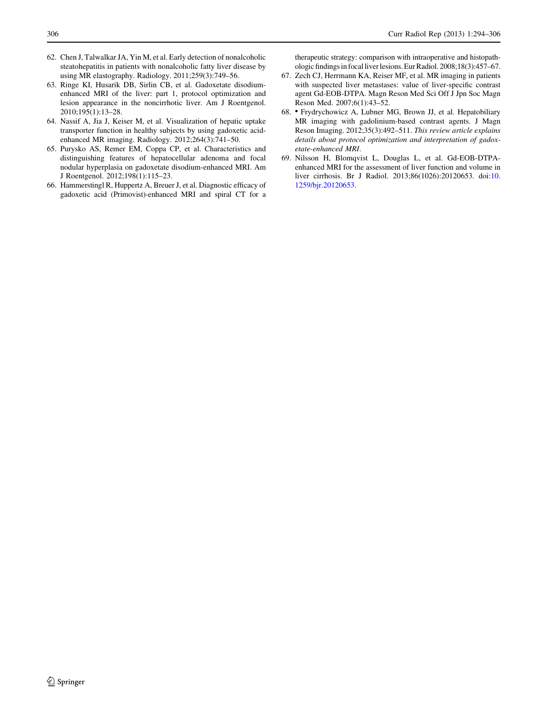62. Chen J, Talwalkar JA, Yin M, et al. Early detection of nonalcoholic steatohepatitis in patients with nonalcoholic fatty liver disease by using MR elastography. Radiology. 2011;259(3):749–56.
63. Ringe KI, Husarik DB, Sirlin CB, et al. Gadoxetate disodium-enhanced MRI of the liver: part 1, protocol optimization and lesion appearance in the noncirrhotic liver. Am J Roentgenol. 2010;195(1):13–28.
64. Nassif A, Jia J, Keiser M, et al. Visualization of hepatic uptake transporter function in healthy subjects by using gadoxetic acid-enhanced MR imaging. Radiology. 2012;264(3):741–50.
65. Purysko AS, Remer EM, Coppa CP, et al. Characteristics and distinguishing features of hepatocellular adenoma and focal nodular hyperplasia on gadoxetate disodium-enhanced MRI. Am J Roentgenol. 2012;198(1):115–23.
66. Hammerstingl R, Huppertz A, Breuer J, et al. Diagnostic efficacy of gadoxetic acid (Primovist)-enhanced MRI and spiral CT for a therapeutic strategy: comparison with intraoperative and histopathologic findings in focal liver lesions. Eur Radiol. 2008;18(3):457–67.
67. Zech CJ, Herrmann KA, Reiser MF, et al. MR imaging in patients with suspected liver metastases: value of liver-specific contrast agent Gd-EOB-DTPA. Magn Reson Med Sci Off J Jpn Soc Magn Reson Med. 2007;6(1):43–52.
68. • Frydrychowicz A, Lubner MG, Brown JJ, et al. Hepatobiliary MR imaging with gadolinium-based contrast agents. J Magn Reson Imaging. 2012;35(3):492–511. *This review article explains details about protocol optimization and interpretation of gadoxetate-enhanced MRI.*
69. Nilsson H, Blomqvist L, Douglas L, et al. Gd-EOB-DTPA-enhanced MRI for the assessment of liver function and volume in liver cirrhosis. Br J Radiol. 2013;86(1026):20120653. doi:10.1259/bjr.20120653.